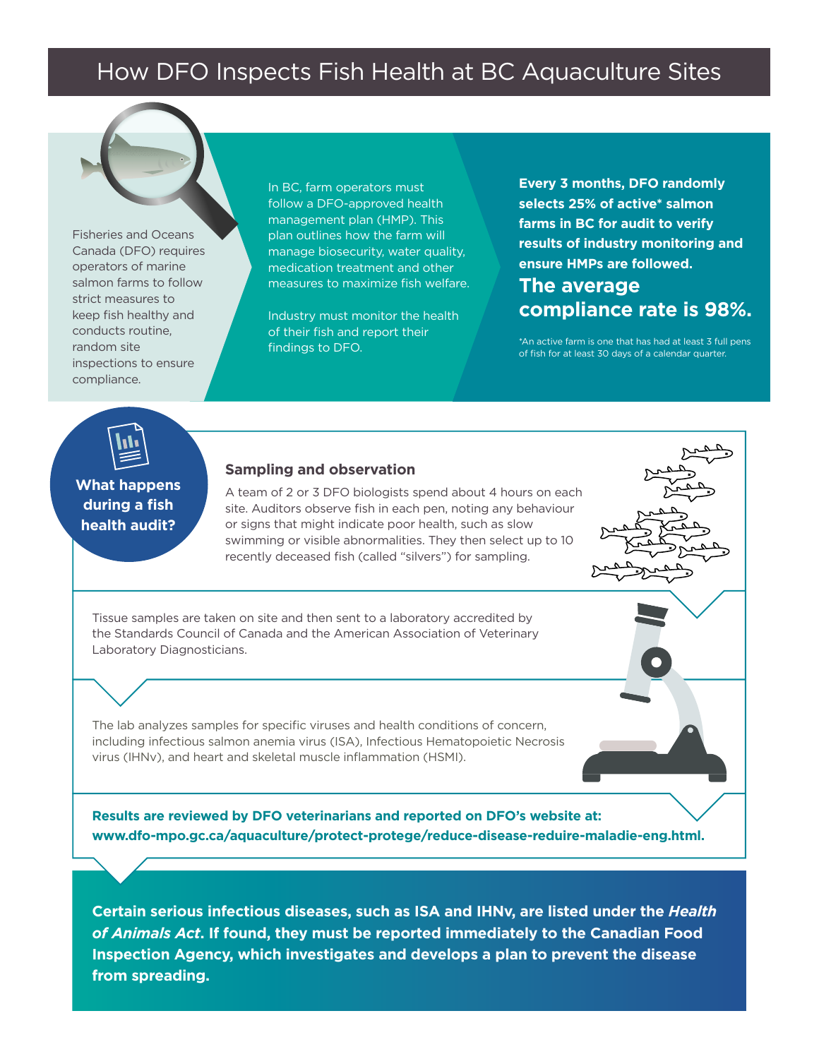# How DFO Inspects Fish Health at BC Aquaculture Sites

Fisheries and Oceans Canada (DFO) requires operators of marine salmon farms to follow strict measures to keep fish healthy and conducts routine, random site inspections to ensure compliance.

In BC, farm operators must follow a DFO-approved health management plan (HMP). This plan outlines how the farm will manage biosecurity, water quality, medication treatment and other measures to maximize fish welfare.

Industry must monitor the health of their fish and report their findings to DFO.

**Every 3 months, DFO randomly selects 25% of active\* salmon farms in BC for audit to verify results of industry monitoring and ensure HMPs are followed.**

**The average compliance rate is 98%.**

\*An active farm is one that has had at least 3 full pens of fish for at least 30 days of a calendar quarter.

## What happens during a fish health audit?

### Sampling and observation

A team of 2 or 3 DFO biologists spend about 4 hours on each site. Auditors observe fish in each pen, noting any behaviour or signs that might indicate poor health, such as slow swimming or visible abnormalities. They then select up to 10 recently deceased fish (called “silvers”) for sampling.

Tissue samples are taken on site and then sent to a laboratory accredited by the Standards Council of Canada and the American Association of Veterinary Laboratory Diagnosticians.

The lab analyzes samples for specific viruses and health conditions of concern, including infectious salmon anemia virus (ISA), Infectious Hematopoietic Necrosis virus (IHNv), and heart and skeletal muscle inflammation (HSMI).

**Results are reviewed by DFO veterinarians and reported on DFO’s website at: www.dfo-mpo.gc.ca/aquaculture/protect-protege/reduce-disease-reduire-maladie-eng.html.**

**Certain serious infectious diseases, such as ISA and IHNv, are listed under the *Health of Animals Act*. If found, they must be reported immediately to the Canadian Food Inspection Agency, which investigates and develops a plan to prevent the disease from spreading.**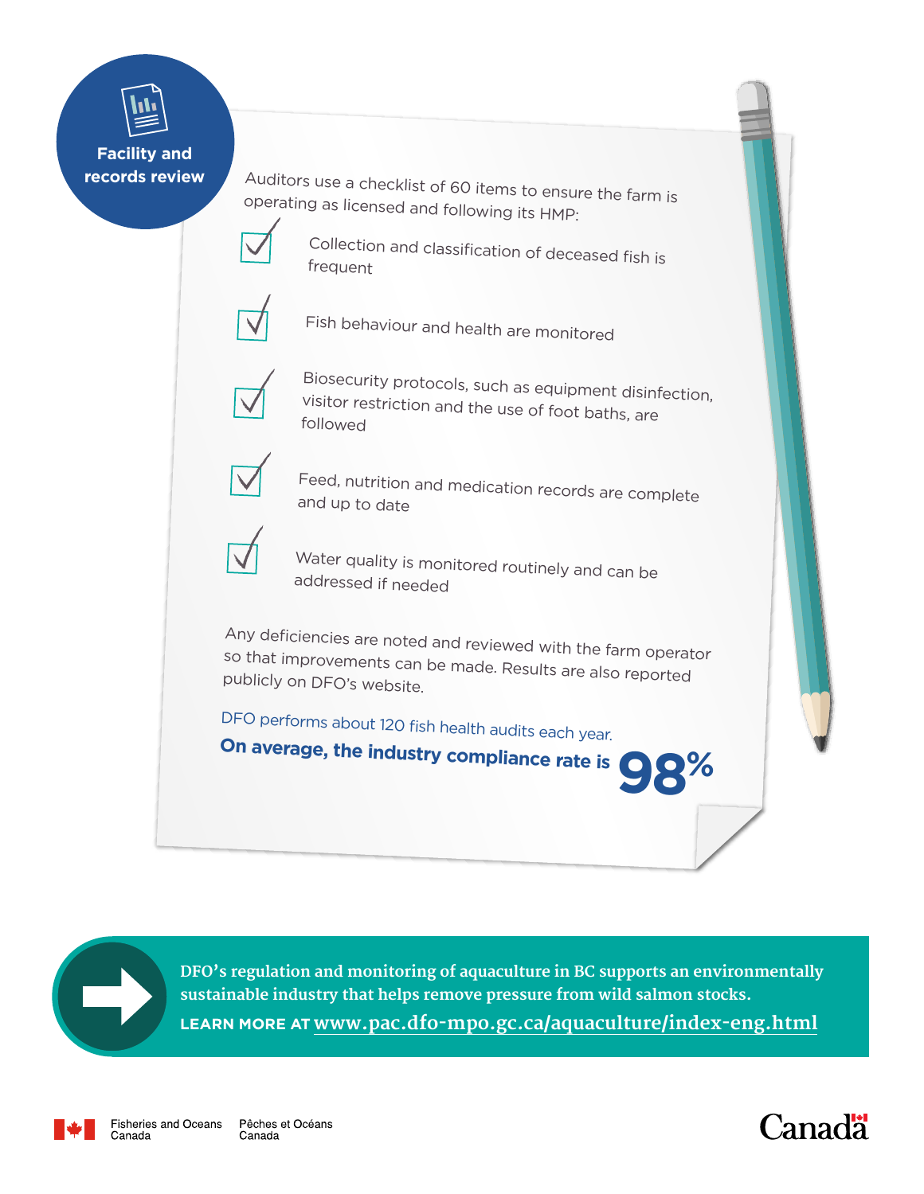## Facility and records review

Auditors use a checklist of 60 items to ensure the farm is operating as licensed and following its HMP:

- [x] Collection and classification of deceased fish is frequent
- [x] Fish behaviour and health are monitored
- [x] Biosecurity protocols, such as equipment disinfection, visitor restriction and the use of foot baths, are followed
- [x] Feed, nutrition and medication records are complete and up to date
- [x] Water quality is monitored routinely and can be addressed if needed

Any deficiencies are noted and reviewed with the farm operator so that improvements can be made. Results are also reported publicly on DFO's website.

DFO performs about 120 fish health audits each year.

**On average, the industry compliance rate is 98%**

**DFO's regulation and monitoring of aquaculture in BC supports an environmentally sustainable industry that helps remove pressure from wild salmon stocks.**

**LEARN MORE AT** www.pac.dfo-mpo.gc.ca/aquaculture/index-eng.html

Fisheries and Oceans Canada | Pêches et Océans Canada

Canada